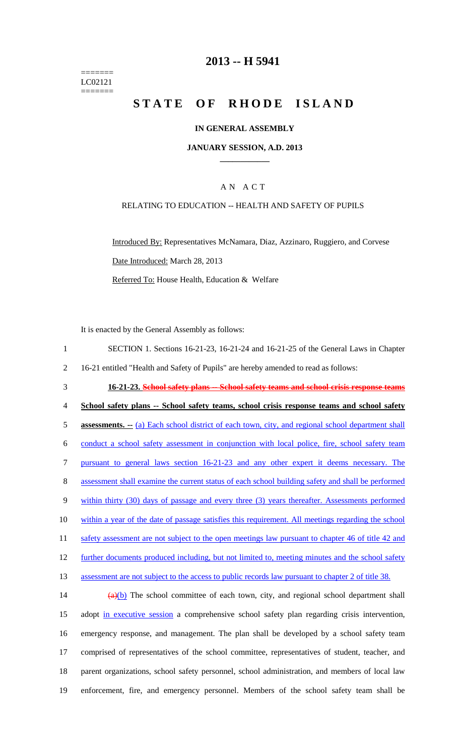=======
LC02121
=======

# 2013 -- H 5941

# STATE OF RHODE ISLAND

## IN GENERAL ASSEMBLY

### JANUARY SESSION, A.D. 2013

A N A C T

RELATING TO EDUCATION -- HEALTH AND SAFETY OF PUPILS

Introduced By: Representatives McNamara, Diaz, Azzinaro, Ruggiero, and Corvese

Date Introduced: March 28, 2013

Referred To: House Health, Education & Welfare

It is enacted by the General Assembly as follows:

SECTION 1. Sections 16-21-23, 16-21-24 and 16-21-25 of the General Laws in Chapter 16-21 entitled "Health and Safety of Pupils" are hereby amended to read as follows:

**16-21-23. ~~School safety plans -- School safety teams and school crisis response teams~~ School safety plans -- School safety teams, school crisis response teams and school safety assessments. --** (a) Each school district of each town, city, and regional school department shall conduct a school safety assessment in conjunction with local police, fire, school safety team pursuant to general laws section 16-21-23 and any other expert it deems necessary. The assessment shall examine the current status of each school building safety and shall be performed within thirty (30) days of passage and every three (3) years thereafter. Assessments performed within a year of the date of passage satisfies this requirement. All meetings regarding the school safety assessment are not subject to the open meetings law pursuant to chapter 46 of title 42 and further documents produced including, but not limited to, meeting minutes and the school safety assessment are not subject to the access to public records law pursuant to chapter 2 of title 38.

~~(a)~~(b) The school committee of each town, city, and regional school department shall adopt in executive session a comprehensive school safety plan regarding crisis intervention, emergency response, and management. The plan shall be developed by a school safety team comprised of representatives of the school committee, representatives of student, teacher, and parent organizations, school safety personnel, school administration, and members of local law enforcement, fire, and emergency personnel. Members of the school safety team shall be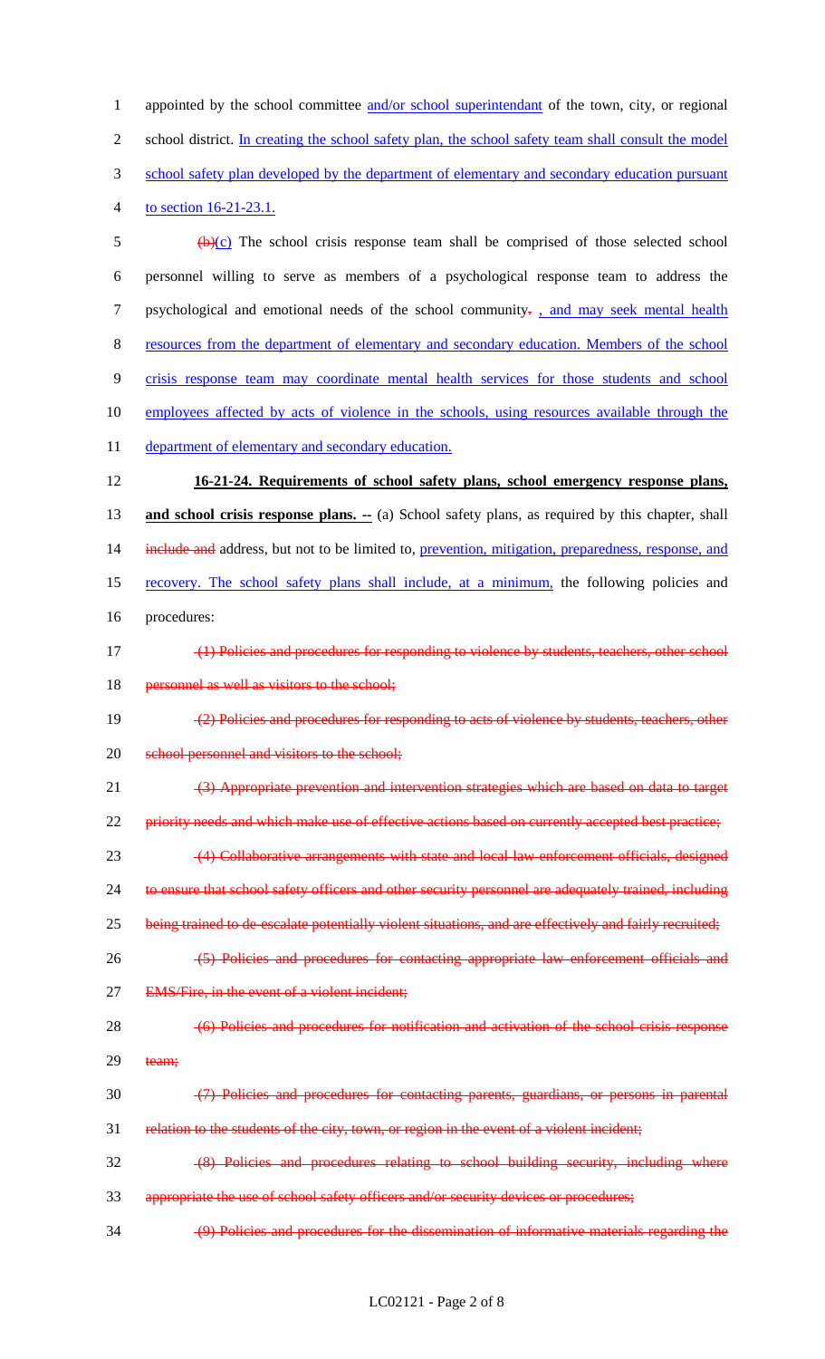appointed by the school committee and/or school superintendant of the town, city, or regional school district. In creating the school safety plan, the school safety team shall consult the model school safety plan developed by the department of elementary and secondary education pursuant to section 16-21-23.1.

~~(b)~~(c) The school crisis response team shall be comprised of those selected school personnel willing to serve as members of a psychological response team to address the psychological and emotional needs of the school community~~.~~ , and may seek mental health resources from the department of elementary and secondary education. Members of the school crisis response team may coordinate mental health services for those students and school employees affected by acts of violence in the schools, using resources available through the department of elementary and secondary education.

**16-21-24. Requirements of school safety plans, school emergency response plans, and school crisis response plans. --** (a) School safety plans, as required by this chapter, shall ~~include and~~ address, but not to be limited to, prevention, mitigation, preparedness, response, and recovery. The school safety plans shall include, at a minimum, the following policies and procedures:

~~(1) Policies and procedures for responding to violence by students, teachers, other school personnel as well as visitors to the school;~~

~~(2) Policies and procedures for responding to acts of violence by students, teachers, other school personnel and visitors to the school;~~

~~(3) Appropriate prevention and intervention strategies which are based on data to target priority needs and which make use of effective actions based on currently accepted best practice;~~

~~(4) Collaborative arrangements with state and local law enforcement officials, designed to ensure that school safety officers and other security personnel are adequately trained, including being trained to de-escalate potentially violent situations, and are effectively and fairly recruited;~~

~~(5) Policies and procedures for contacting appropriate law enforcement officials and EMS/Fire, in the event of a violent incident;~~

~~(6) Policies and procedures for notification and activation of the school crisis response team;~~

~~(7) Policies and procedures for contacting parents, guardians, or persons in parental relation to the students of the city, town, or region in the event of a violent incident;~~

~~(8) Policies and procedures relating to school building security, including where appropriate the use of school safety officers and/or security devices or procedures;~~

~~(9) Policies and procedures for the dissemination of informative materials regarding the~~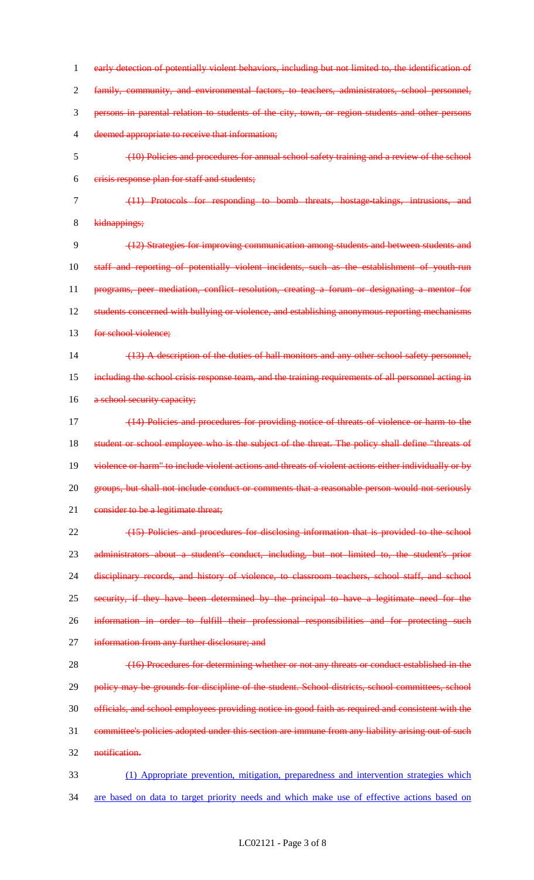~~early detection of potentially violent behaviors, including but not limited to, the identification of family, community, and environmental factors, to teachers, administrators, school personnel, persons in parental relation to students of the city, town, or region students and other persons deemed appropriate to receive that information;~~

~~(10) Policies and procedures for annual school safety training and a review of the school crisis response plan for staff and students;~~

~~(11) Protocols for responding to bomb threats, hostage-takings, intrusions, and kidnappings;~~

~~(12) Strategies for improving communication among students and between students and staff and reporting of potentially violent incidents, such as the establishment of youth-run programs, peer mediation, conflict resolution, creating a forum or designating a mentor for students concerned with bullying or violence, and establishing anonymous reporting mechanisms for school violence;~~

~~(13) A description of the duties of hall monitors and any other school safety personnel, including the school crisis response team, and the training requirements of all personnel acting in a school security capacity;~~

~~(14) Policies and procedures for providing notice of threats of violence or harm to the student or school employee who is the subject of the threat. The policy shall define "threats of violence or harm" to include violent actions and threats of violent actions either individually or by groups, but shall not include conduct or comments that a reasonable person would not seriously consider to be a legitimate threat;~~

~~(15) Policies and procedures for disclosing information that is provided to the school administrators about a student's conduct, including, but not limited to, the student's prior disciplinary records, and history of violence, to classroom teachers, school staff, and school security, if they have been determined by the principal to have a legitimate need for the information in order to fulfill their professional responsibilities and for protecting such information from any further disclosure; and~~

~~(16) Procedures for determining whether or not any threats or conduct established in the policy may be grounds for discipline of the student. School districts, school committees, school officials, and school employees providing notice in good faith as required and consistent with the committee's policies adopted under this section are immune from any liability arising out of such notification.~~

<u>(1) Appropriate prevention, mitigation, preparedness and intervention strategies which are based on data to target priority needs and which make use of effective actions based on</u>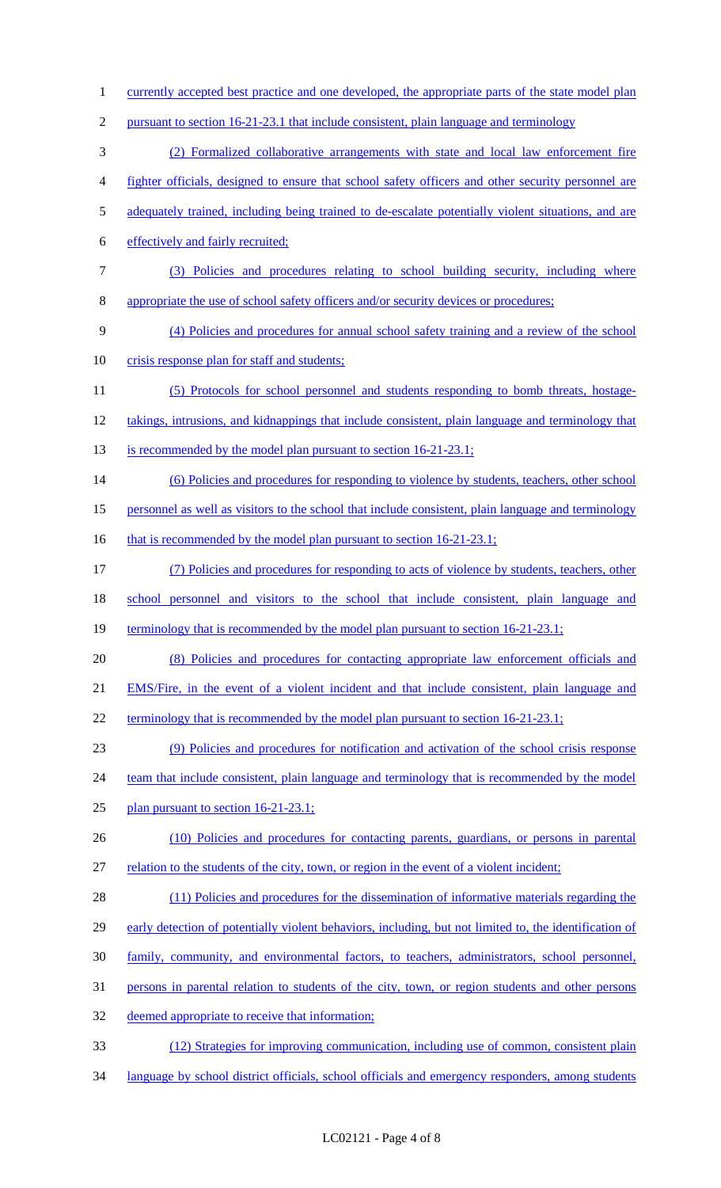currently accepted best practice and one developed, the appropriate parts of the state model plan pursuant to section 16-21-23.1 that include consistent, plain language and terminology

(2) Formalized collaborative arrangements with state and local law enforcement fire fighter officials, designed to ensure that school safety officers and other security personnel are adequately trained, including being trained to de-escalate potentially violent situations, and are effectively and fairly recruited;

(3) Policies and procedures relating to school building security, including where appropriate the use of school safety officers and/or security devices or procedures;

(4) Policies and procedures for annual school safety training and a review of the school crisis response plan for staff and students;

(5) Protocols for school personnel and students responding to bomb threats, hostage-takings, intrusions, and kidnappings that include consistent, plain language and terminology that is recommended by the model plan pursuant to section 16-21-23.1;

(6) Policies and procedures for responding to violence by students, teachers, other school personnel as well as visitors to the school that include consistent, plain language and terminology that is recommended by the model plan pursuant to section 16-21-23.1;

(7) Policies and procedures for responding to acts of violence by students, teachers, other school personnel and visitors to the school that include consistent, plain language and terminology that is recommended by the model plan pursuant to section 16-21-23.1;

(8) Policies and procedures for contacting appropriate law enforcement officials and EMS/Fire, in the event of a violent incident and that include consistent, plain language and terminology that is recommended by the model plan pursuant to section 16-21-23.1;

(9) Policies and procedures for notification and activation of the school crisis response team that include consistent, plain language and terminology that is recommended by the model plan pursuant to section 16-21-23.1;

(10) Policies and procedures for contacting parents, guardians, or persons in parental relation to the students of the city, town, or region in the event of a violent incident;

(11) Policies and procedures for the dissemination of informative materials regarding the early detection of potentially violent behaviors, including, but not limited to, the identification of family, community, and environmental factors, to teachers, administrators, school personnel, persons in parental relation to students of the city, town, or region students and other persons deemed appropriate to receive that information;

(12) Strategies for improving communication, including use of common, consistent plain language by school district officials, school officials and emergency responders, among students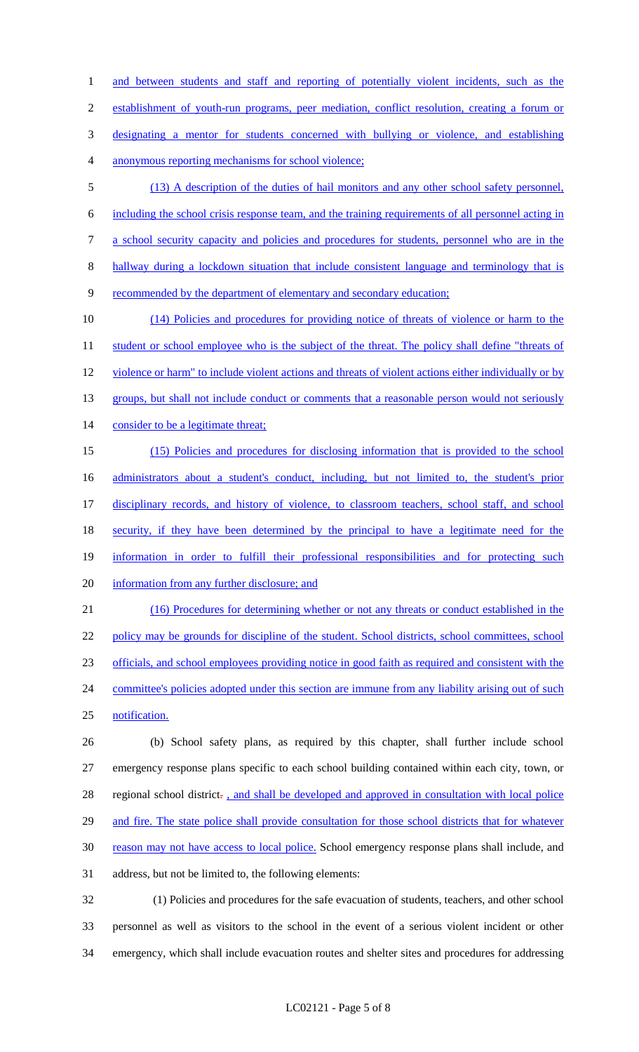and between students and staff and reporting of potentially violent incidents, such as the establishment of youth-run programs, peer mediation, conflict resolution, creating a forum or designating a mentor for students concerned with bullying or violence, and establishing anonymous reporting mechanisms for school violence;

(13) A description of the duties of hail monitors and any other school safety personnel, including the school crisis response team, and the training requirements of all personnel acting in a school security capacity and policies and procedures for students, personnel who are in the hallway during a lockdown situation that include consistent language and terminology that is recommended by the department of elementary and secondary education;

(14) Policies and procedures for providing notice of threats of violence or harm to the student or school employee who is the subject of the threat. The policy shall define "threats of violence or harm" to include violent actions and threats of violent actions either individually or by groups, but shall not include conduct or comments that a reasonable person would not seriously consider to be a legitimate threat;

(15) Policies and procedures for disclosing information that is provided to the school administrators about a student's conduct, including, but not limited to, the student's prior disciplinary records, and history of violence, to classroom teachers, school staff, and school security, if they have been determined by the principal to have a legitimate need for the information in order to fulfill their professional responsibilities and for protecting such information from any further disclosure; and

(16) Procedures for determining whether or not any threats or conduct established in the policy may be grounds for discipline of the student. School districts, school committees, school officials, and school employees providing notice in good faith as required and consistent with the committee's policies adopted under this section are immune from any liability arising out of such notification.

(b) School safety plans, as required by this chapter, shall further include school emergency response plans specific to each school building contained within each city, town, or regional school district. , and shall be developed and approved in consultation with local police and fire. The state police shall provide consultation for those school districts that for whatever reason may not have access to local police. School emergency response plans shall include, and address, but not be limited to, the following elements:

(1) Policies and procedures for the safe evacuation of students, teachers, and other school personnel as well as visitors to the school in the event of a serious violent incident or other emergency, which shall include evacuation routes and shelter sites and procedures for addressing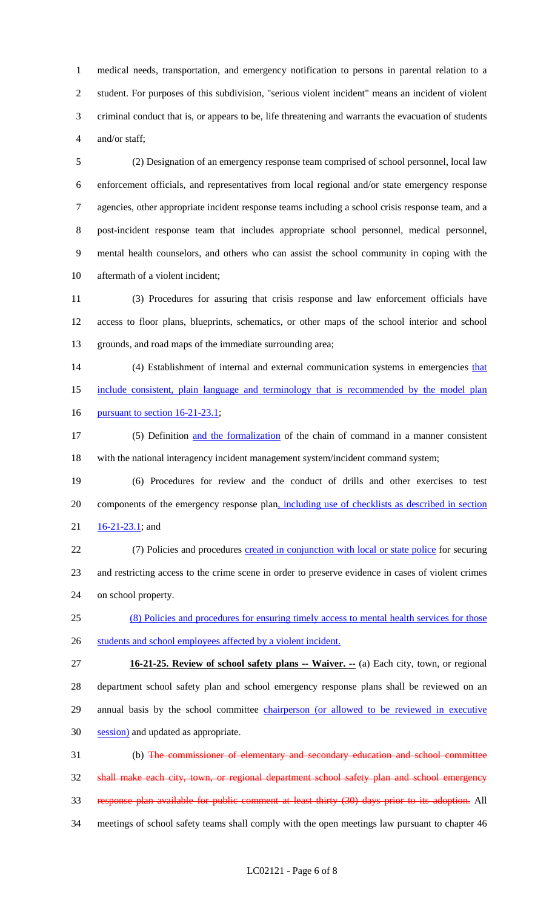medical needs, transportation, and emergency notification to persons in parental relation to a student. For purposes of this subdivision, "serious violent incident" means an incident of violent criminal conduct that is, or appears to be, life threatening and warrants the evacuation of students and/or staff;

(2) Designation of an emergency response team comprised of school personnel, local law enforcement officials, and representatives from local regional and/or state emergency response agencies, other appropriate incident response teams including a school crisis response team, and a post-incident response team that includes appropriate school personnel, medical personnel, mental health counselors, and others who can assist the school community in coping with the aftermath of a violent incident;

(3) Procedures for assuring that crisis response and law enforcement officials have access to floor plans, blueprints, schematics, or other maps of the school interior and school grounds, and road maps of the immediate surrounding area;

(4) Establishment of internal and external communication systems in emergencies that include consistent, plain language and terminology that is recommended by the model plan pursuant to section 16-21-23.1;

(5) Definition and the formalization of the chain of command in a manner consistent with the national interagency incident management system/incident command system;

(6) Procedures for review and the conduct of drills and other exercises to test components of the emergency response plan, including use of checklists as described in section 16-21-23.1; and

(7) Policies and procedures created in conjunction with local or state police for securing and restricting access to the crime scene in order to preserve evidence in cases of violent crimes on school property.

(8) Policies and procedures for ensuring timely access to mental health services for those students and school employees affected by a violent incident.

**16-21-25. Review of school safety plans -- Waiver. --** (a) Each city, town, or regional department school safety plan and school emergency response plans shall be reviewed on an annual basis by the school committee chairperson (or allowed to be reviewed in executive session) and updated as appropriate.

(b) ~~The commissioner of elementary and secondary education and school committee shall make each city, town, or regional department school safety plan and school emergency response plan available for public comment at least thirty (30) days prior to its adoption.~~ All meetings of school safety teams shall comply with the open meetings law pursuant to chapter 46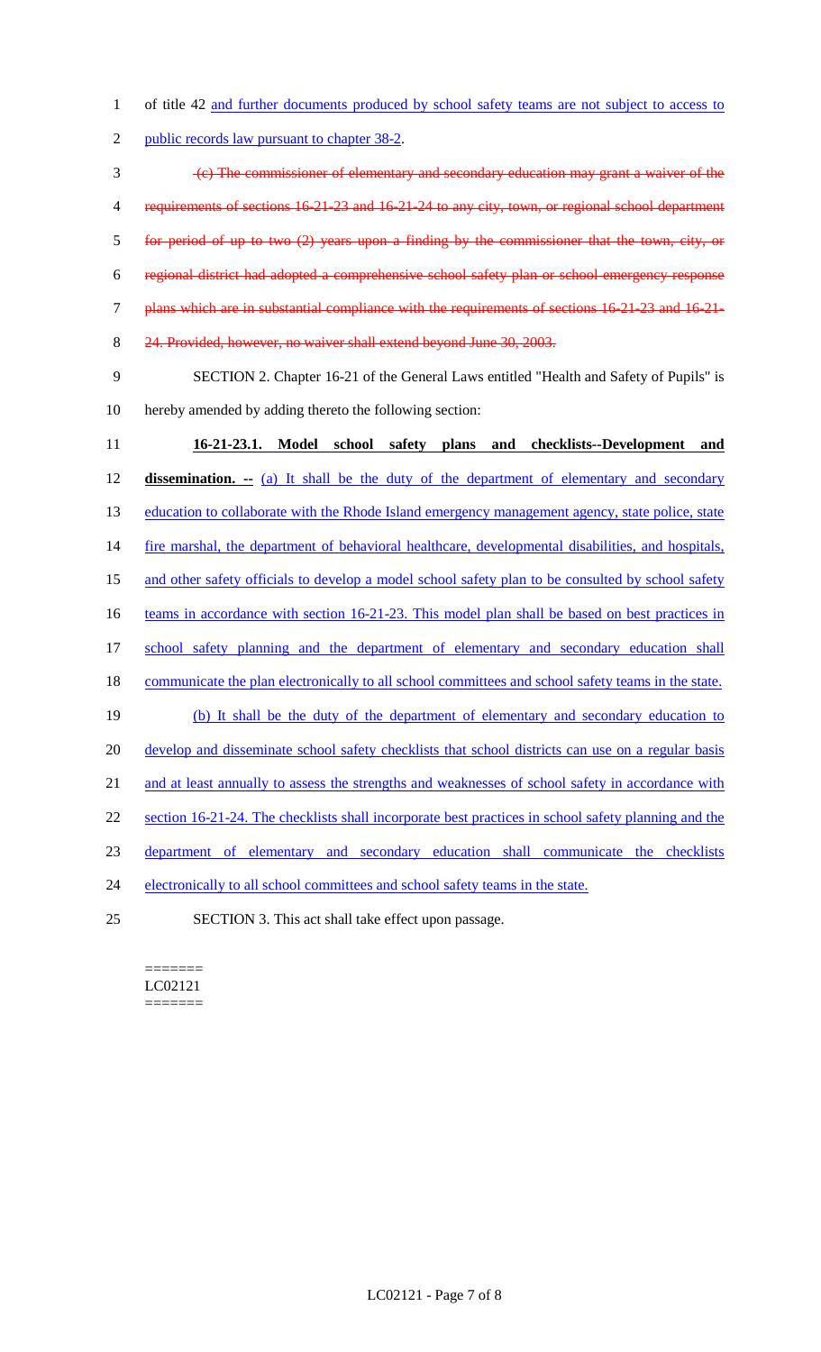of title 42 and further documents produced by school safety teams are not subject to access to public records law pursuant to chapter 38-2.

~~(c) The commissioner of elementary and secondary education may grant a waiver of the requirements of sections 16-21-23 and 16-21-24 to any city, town, or regional school department for period of up to two (2) years upon a finding by the commissioner that the town, city, or regional district had adopted a comprehensive school safety plan or school emergency response plans which are in substantial compliance with the requirements of sections 16-21-23 and 16-21-24. Provided, however, no waiver shall extend beyond June 30, 2003.~~

SECTION 2. Chapter 16-21 of the General Laws entitled "Health and Safety of Pupils" is hereby amended by adding thereto the following section:

**16-21-23.1. Model school safety plans and checklists--Development and dissemination. --** (a) It shall be the duty of the department of elementary and secondary education to collaborate with the Rhode Island emergency management agency, state police, state fire marshal, the department of behavioral healthcare, developmental disabilities, and hospitals, and other safety officials to develop a model school safety plan to be consulted by school safety teams in accordance with section 16-21-23. This model plan shall be based on best practices in school safety planning and the department of elementary and secondary education shall communicate the plan electronically to all school committees and school safety teams in the state.

(b) It shall be the duty of the department of elementary and secondary education to develop and disseminate school safety checklists that school districts can use on a regular basis and at least annually to assess the strengths and weaknesses of school safety in accordance with section 16-21-24. The checklists shall incorporate best practices in school safety planning and the department of elementary and secondary education shall communicate the checklists electronically to all school committees and school safety teams in the state.

SECTION 3. This act shall take effect upon passage.

=======
LC02121
=======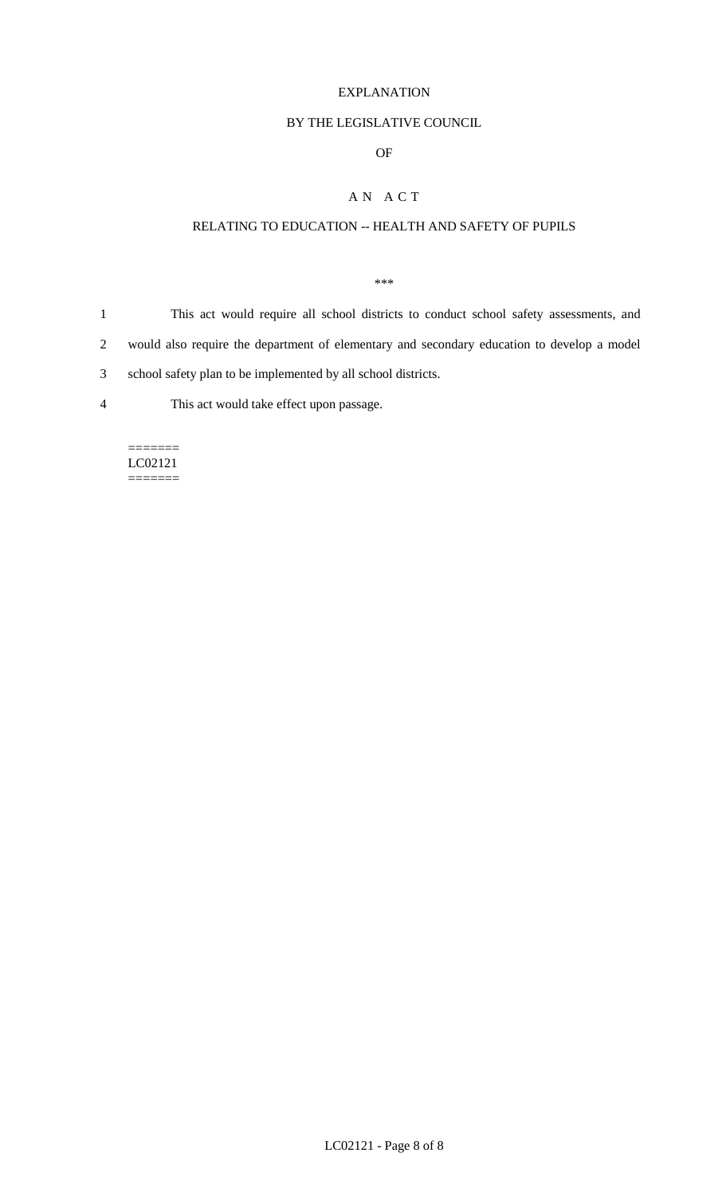EXPLANATION

BY THE LEGISLATIVE COUNCIL

OF

A N A C T

RELATING TO EDUCATION -- HEALTH AND SAFETY OF PUPILS

\*\*\*

1 This act would require all school districts to conduct school safety assessments, and
2 would also require the department of elementary and secondary education to develop a model
3 school safety plan to be implemented by all school districts.
4 This act would take effect upon passage.

=======
LC02121
=======